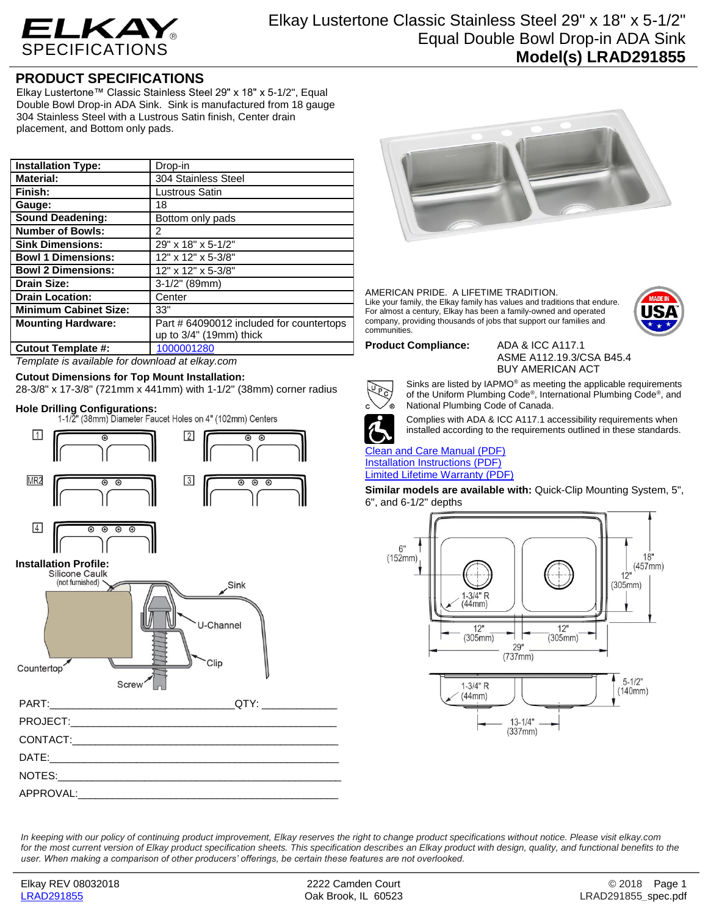# ELKAY SPECIFICATIONS

**Elkay Lustertone Classic Stainless Steel 29" x 18" x 5-1/2" Equal Double Bowl Drop-in ADA Sink**
**Model(s) LRAD291855**

## PRODUCT SPECIFICATIONS

Elkay Lustertone™ Classic Stainless Steel 29" x 18" x 5-1/2", Equal Double Bowl Drop-in ADA Sink. Sink is manufactured from 18 gauge 304 Stainless Steel with a Lustrous Satin finish, Center drain placement, and Bottom only pads.

| **Installation Type:** | Drop-in |
|---|---|
| **Material:** | 304 Stainless Steel |
| **Finish:** | Lustrous Satin |
| **Gauge:** | 18 |
| **Sound Deadening:** | Bottom only pads |
| **Number of Bowls:** | 2 |
| **Sink Dimensions:** | 29" x 18" x 5-1/2" |
| **Bowl 1 Dimensions:** | 12" x 12" x 5-3/8" |
| **Bowl 2 Dimensions:** | 12" x 12" x 5-3/8" |
| **Drain Size:** | 3-1/2" (89mm) |
| **Drain Location:** | Center |
| **Minimum Cabinet Size:** | 33" |
| **Mounting Hardware:** | Part # 64090012 included for countertops up to 3/4" (19mm) thick |
| **Cutout Template #:** | 1000001280 |

*Template is available for download at elkay.com*

**Cutout Dimensions for Top Mount Installation:**
28-3/8" x 17-3/8" (721mm x 441mm) with 1-1/2" (38mm) corner radius

**Hole Drilling Configurations:**
1-1/2" (38mm) Diameter Faucet Holes on 4" (102mm) Centers

1, 2, MR2, 3, 4

**Installation Profile:**
Silicone Caulk (not furnished), Sink, U-Channel, Clip, Countertop, Screw

AMERICAN PRIDE. A LIFETIME TRADITION.
Like your family, the Elkay family has values and traditions that endure. For almost a century, Elkay has been a family-owned and operated company, providing thousands of jobs that support our families and communities.

MADE IN USA

**Product Compliance:** ADA & ICC A117.1
ASME A112.19.3/CSA B45.4
BUY AMERICAN ACT

Sinks are listed by IAPMO® as meeting the applicable requirements of the Uniform Plumbing Code®, International Plumbing Code®, and National Plumbing Code of Canada.

Complies with ADA & ICC A117.1 accessibility requirements when installed according to the requirements outlined in these standards.

Clean and Care Manual (PDF)
Installation Instructions (PDF)
Limited Lifetime Warranty (PDF)

**Similar models are available with:** Quick-Clip Mounting System, 5", 6", and 6-1/2" depths

Dimensions: 6" (152mm); 1-3/4" R (44mm); 12" (305mm); 12" (305mm); 12" (305mm); 29" (737mm); 18" (457mm); 12" (305mm); 1-3/4" R (44mm); 5-1/2" (140mm); 13-1/4" (337mm)

PART:_______________________________QTY: ____________

PROJECT:_____________________________________________

CONTACT:_____________________________________________

DATE:________________________________________________

NOTES:_______________________________________________

APPROVAL:____________________________________________

*In keeping with our policy of continuing product improvement, Elkay reserves the right to change product specifications without notice. Please visit elkay.com for the most current version of Elkay product specification sheets. This specification describes an Elkay product with design, quality, and functional benefits to the user. When making a comparison of other producers' offerings, be certain these features are not overlooked.*

Elkay REV 08032018
LRAD291855

2222 Camden Court
Oak Brook, IL 60523

© 2018
LRAD291855_spec.pdf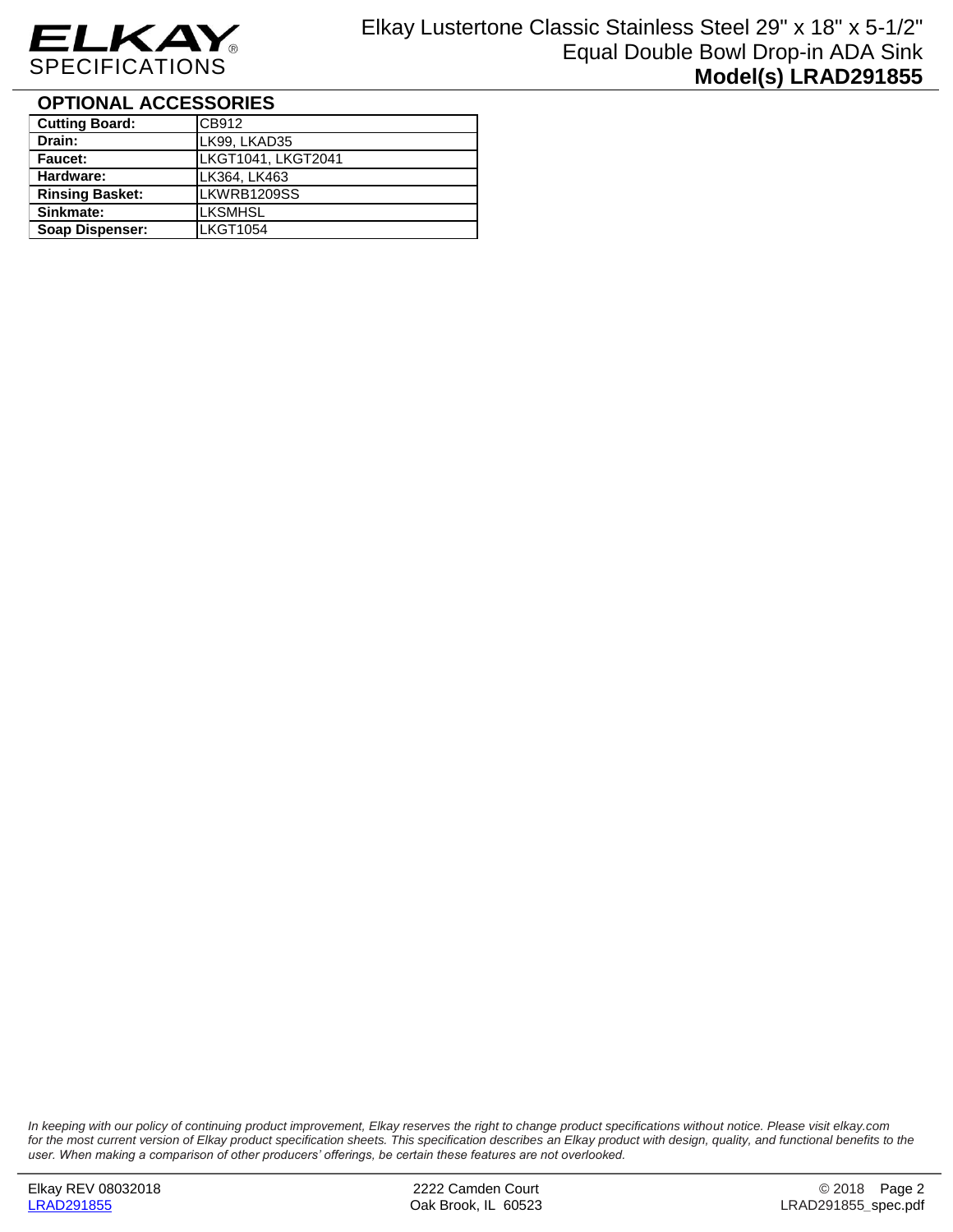## OPTIONAL ACCESSORIES

| | |
|---|---|
| **Cutting Board:** | CB912 |
| **Drain:** | LK99, LKAD35 |
| **Faucet:** | LKGT1041, LKGT2041 |
| **Hardware:** | LK364, LK463 |
| **Rinsing Basket:** | LKWRB1209SS |
| **Sinkmate:** | LKSMHSL |
| **Soap Dispenser:** | LKGT1054 |

*In keeping with our policy of continuing product improvement, Elkay reserves the right to change product specifications without notice. Please visit elkay.com for the most current version of Elkay product specification sheets. This specification describes an Elkay product with design, quality, and functional benefits to the user. When making a comparison of other producers' offerings, be certain these features are not overlooked.*